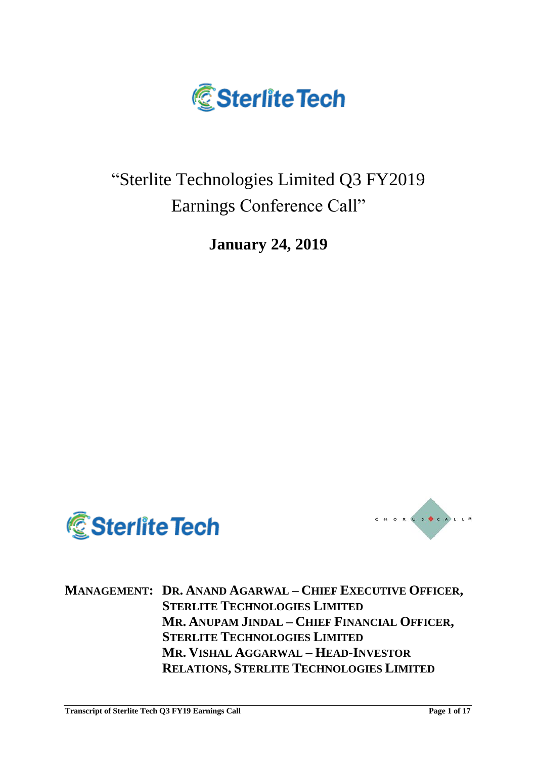# "Sterlite Technologies Limited Q3 FY2019 Earnings Conference Call"

**January 24, 2019**

**MANAGEMENT: DR. ANAND AGARWAL – CHIEF EXECUTIVE OFFICER, STERLITE TECHNOLOGIES LIMITED**
**MR. ANUPAM JINDAL – CHIEF FINANCIAL OFFICER, STERLITE TECHNOLOGIES LIMITED**
**MR. VISHAL AGGARWAL – HEAD-INVESTOR RELATIONS, STERLITE TECHNOLOGIES LIMITED**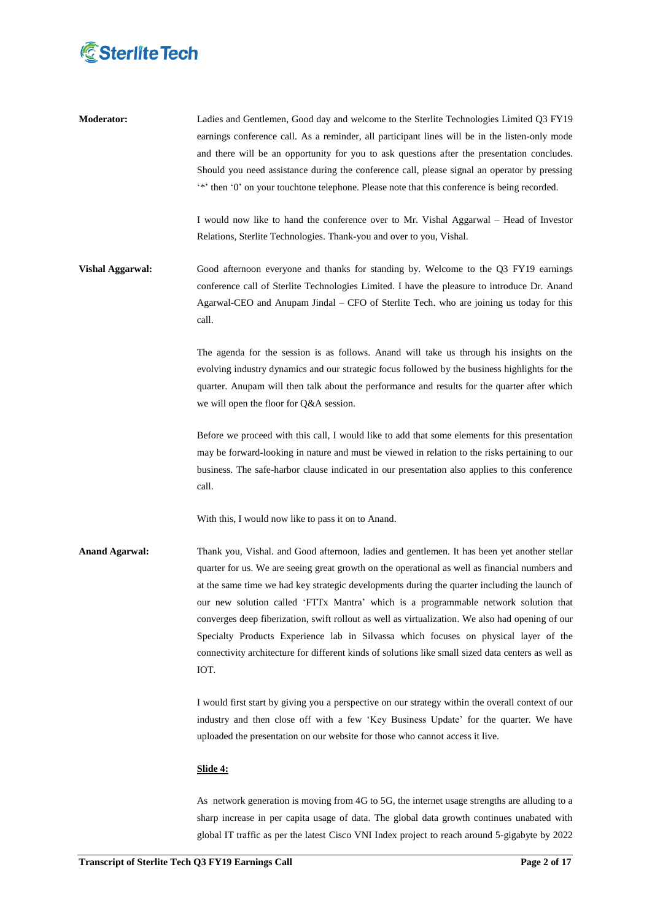**Moderator:** Ladies and Gentlemen, Good day and welcome to the Sterlite Technologies Limited Q3 FY19 earnings conference call. As a reminder, all participant lines will be in the listen-only mode and there will be an opportunity for you to ask questions after the presentation concludes. Should you need assistance during the conference call, please signal an operator by pressing '*' then '0' on your touchtone telephone. Please note that this conference is being recorded.

I would now like to hand the conference over to Mr. Vishal Aggarwal – Head of Investor Relations, Sterlite Technologies. Thank-you and over to you, Vishal.

**Vishal Aggarwal:** Good afternoon everyone and thanks for standing by. Welcome to the Q3 FY19 earnings conference call of Sterlite Technologies Limited. I have the pleasure to introduce Dr. Anand Agarwal-CEO and Anupam Jindal – CFO of Sterlite Tech. who are joining us today for this call.

The agenda for the session is as follows. Anand will take us through his insights on the evolving industry dynamics and our strategic focus followed by the business highlights for the quarter. Anupam will then talk about the performance and results for the quarter after which we will open the floor for Q&A session.

Before we proceed with this call, I would like to add that some elements for this presentation may be forward-looking in nature and must be viewed in relation to the risks pertaining to our business. The safe-harbor clause indicated in our presentation also applies to this conference call.

With this, I would now like to pass it on to Anand.

**Anand Agarwal:** Thank you, Vishal. and Good afternoon, ladies and gentlemen. It has been yet another stellar quarter for us. We are seeing great growth on the operational as well as financial numbers and at the same time we had key strategic developments during the quarter including the launch of our new solution called 'FTTx Mantra' which is a programmable network solution that converges deep fiberization, swift rollout as well as virtualization. We also had opening of our Specialty Products Experience lab in Silvassa which focuses on physical layer of the connectivity architecture for different kinds of solutions like small sized data centers as well as IOT.

I would first start by giving you a perspective on our strategy within the overall context of our industry and then close off with a few 'Key Business Update' for the quarter. We have uploaded the presentation on our website for those who cannot access it live.

**Slide 4:**

As network generation is moving from 4G to 5G, the internet usage strengths are alluding to a sharp increase in per capita usage of data. The global data growth continues unabated with global IT traffic as per the latest Cisco VNI Index project to reach around 5-gigabyte by 2022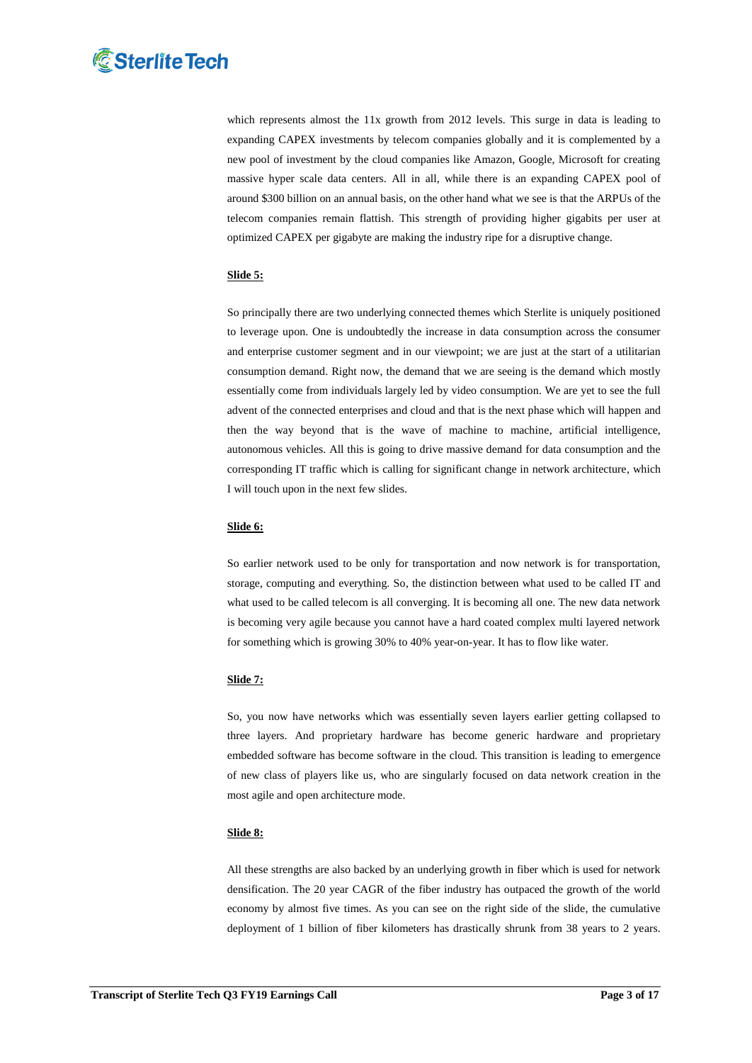which represents almost the 11x growth from 2012 levels. This surge in data is leading to expanding CAPEX investments by telecom companies globally and it is complemented by a new pool of investment by the cloud companies like Amazon, Google, Microsoft for creating massive hyper scale data centers. All in all, while there is an expanding CAPEX pool of around $300 billion on an annual basis, on the other hand what we see is that the ARPUs of the telecom companies remain flattish. This strength of providing higher gigabits per user at optimized CAPEX per gigabyte are making the industry ripe for a disruptive change.

**Slide 5:**

So principally there are two underlying connected themes which Sterlite is uniquely positioned to leverage upon. One is undoubtedly the increase in data consumption across the consumer and enterprise customer segment and in our viewpoint; we are just at the start of a utilitarian consumption demand. Right now, the demand that we are seeing is the demand which mostly essentially come from individuals largely led by video consumption. We are yet to see the full advent of the connected enterprises and cloud and that is the next phase which will happen and then the way beyond that is the wave of machine to machine, artificial intelligence, autonomous vehicles. All this is going to drive massive demand for data consumption and the corresponding IT traffic which is calling for significant change in network architecture, which I will touch upon in the next few slides.

**Slide 6:**

So earlier network used to be only for transportation and now network is for transportation, storage, computing and everything. So, the distinction between what used to be called IT and what used to be called telecom is all converging. It is becoming all one. The new data network is becoming very agile because you cannot have a hard coated complex multi layered network for something which is growing 30% to 40% year-on-year. It has to flow like water.

**Slide 7:**

So, you now have networks which was essentially seven layers earlier getting collapsed to three layers. And proprietary hardware has become generic hardware and proprietary embedded software has become software in the cloud. This transition is leading to emergence of new class of players like us, who are singularly focused on data network creation in the most agile and open architecture mode.

**Slide 8:**

All these strengths are also backed by an underlying growth in fiber which is used for network densification. The 20 year CAGR of the fiber industry has outpaced the growth of the world economy by almost five times. As you can see on the right side of the slide, the cumulative deployment of 1 billion of fiber kilometers has drastically shrunk from 38 years to 2 years.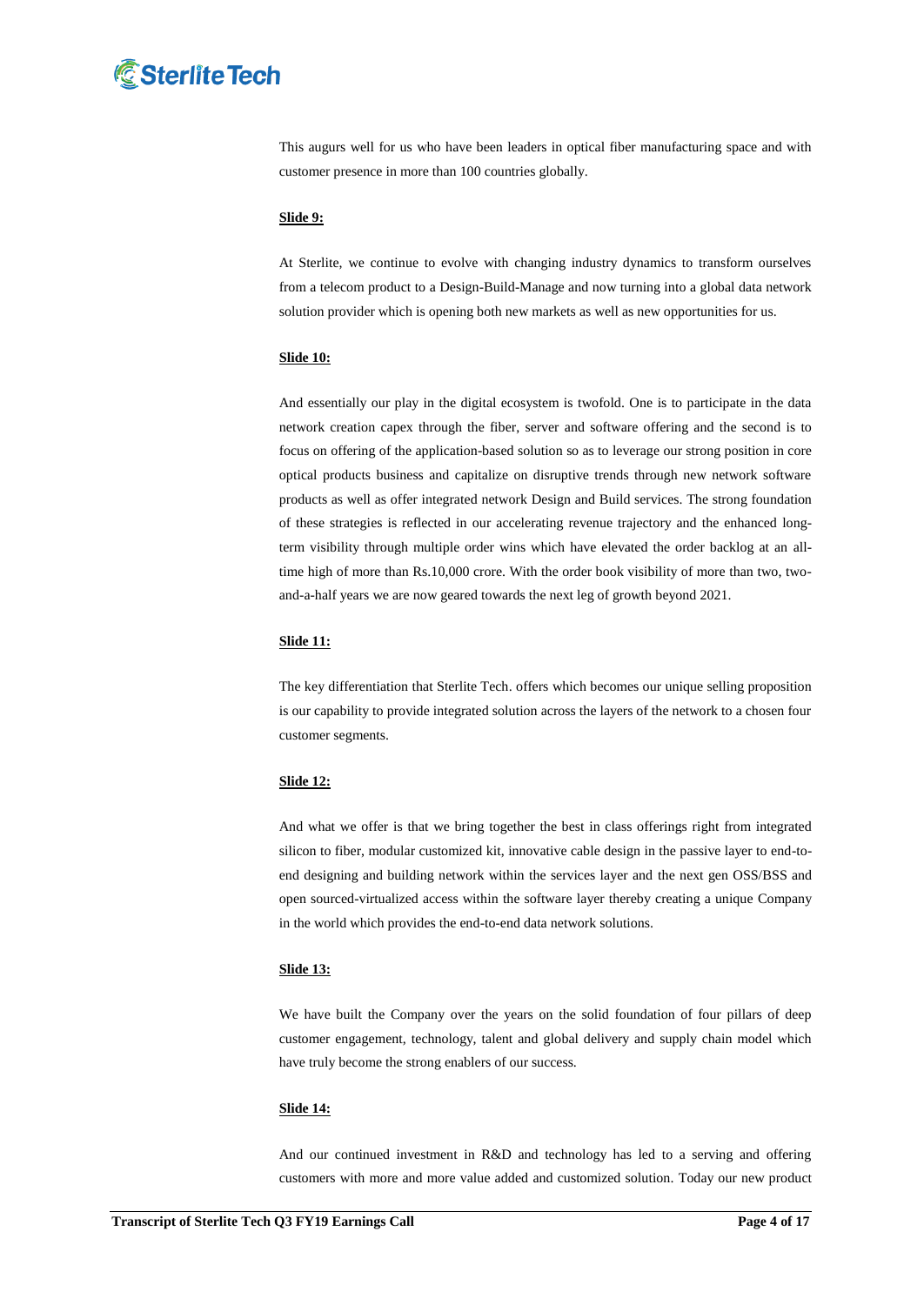This augurs well for us who have been leaders in optical fiber manufacturing space and with customer presence in more than 100 countries globally.

**Slide 9:**

At Sterlite, we continue to evolve with changing industry dynamics to transform ourselves from a telecom product to a Design-Build-Manage and now turning into a global data network solution provider which is opening both new markets as well as new opportunities for us.

**Slide 10:**

And essentially our play in the digital ecosystem is twofold. One is to participate in the data network creation capex through the fiber, server and software offering and the second is to focus on offering of the application-based solution so as to leverage our strong position in core optical products business and capitalize on disruptive trends through new network software products as well as offer integrated network Design and Build services. The strong foundation of these strategies is reflected in our accelerating revenue trajectory and the enhanced long-term visibility through multiple order wins which have elevated the order backlog at an all-time high of more than Rs.10,000 crore. With the order book visibility of more than two, two-and-a-half years we are now geared towards the next leg of growth beyond 2021.

**Slide 11:**

The key differentiation that Sterlite Tech. offers which becomes our unique selling proposition is our capability to provide integrated solution across the layers of the network to a chosen four customer segments.

**Slide 12:**

And what we offer is that we bring together the best in class offerings right from integrated silicon to fiber, modular customized kit, innovative cable design in the passive layer to end-to-end designing and building network within the services layer and the next gen OSS/BSS and open sourced-virtualized access within the software layer thereby creating a unique Company in the world which provides the end-to-end data network solutions.

**Slide 13:**

We have built the Company over the years on the solid foundation of four pillars of deep customer engagement, technology, talent and global delivery and supply chain model which have truly become the strong enablers of our success.

**Slide 14:**

And our continued investment in R&D and technology has led to a serving and offering customers with more and more value added and customized solution. Today our new product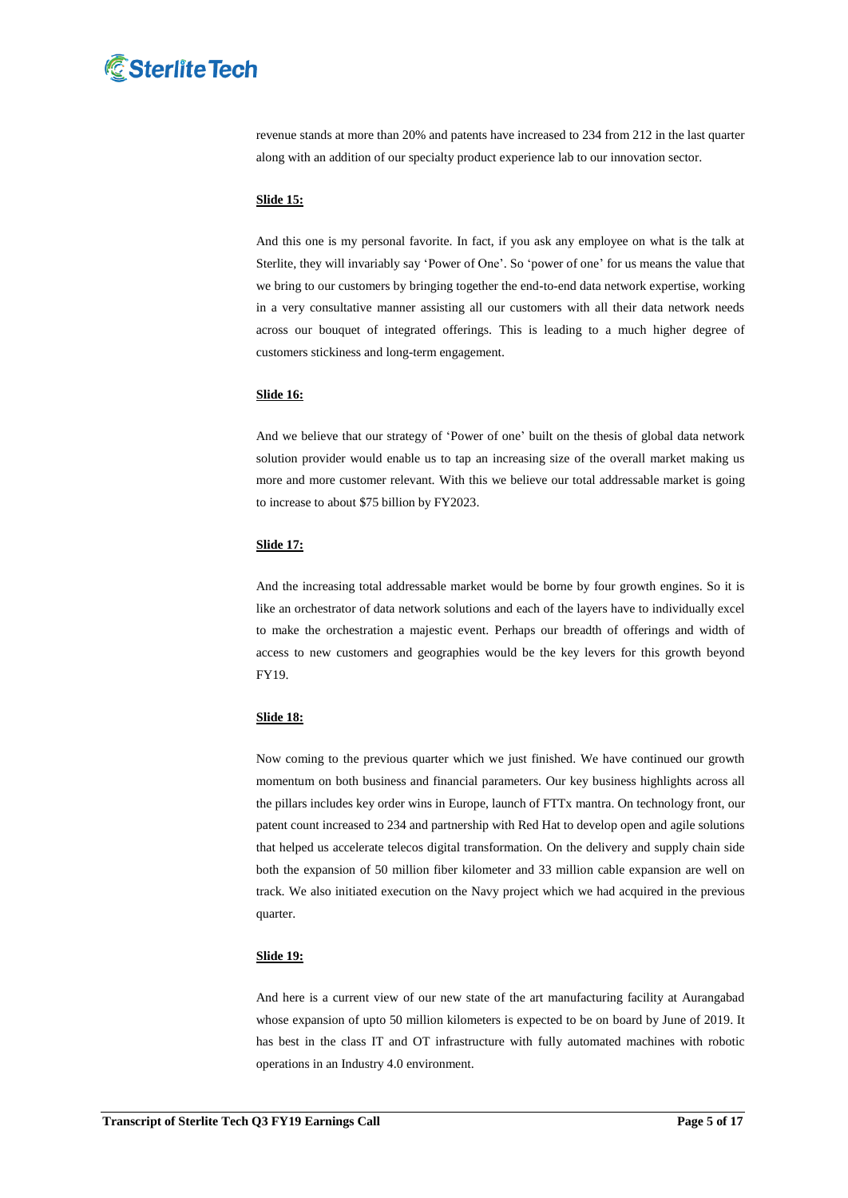revenue stands at more than 20% and patents have increased to 234 from 212 in the last quarter along with an addition of our specialty product experience lab to our innovation sector.

**Slide 15:**

And this one is my personal favorite. In fact, if you ask any employee on what is the talk at Sterlite, they will invariably say 'Power of One'. So 'power of one' for us means the value that we bring to our customers by bringing together the end-to-end data network expertise, working in a very consultative manner assisting all our customers with all their data network needs across our bouquet of integrated offerings. This is leading to a much higher degree of customers stickiness and long-term engagement.

**Slide 16:**

And we believe that our strategy of 'Power of one' built on the thesis of global data network solution provider would enable us to tap an increasing size of the overall market making us more and more customer relevant. With this we believe our total addressable market is going to increase to about $75 billion by FY2023.

**Slide 17:**

And the increasing total addressable market would be borne by four growth engines. So it is like an orchestrator of data network solutions and each of the layers have to individually excel to make the orchestration a majestic event. Perhaps our breadth of offerings and width of access to new customers and geographies would be the key levers for this growth beyond FY19.

**Slide 18:**

Now coming to the previous quarter which we just finished. We have continued our growth momentum on both business and financial parameters. Our key business highlights across all the pillars includes key order wins in Europe, launch of FTTx mantra. On technology front, our patent count increased to 234 and partnership with Red Hat to develop open and agile solutions that helped us accelerate telecos digital transformation. On the delivery and supply chain side both the expansion of 50 million fiber kilometer and 33 million cable expansion are well on track. We also initiated execution on the Navy project which we had acquired in the previous quarter.

**Slide 19:**

And here is a current view of our new state of the art manufacturing facility at Aurangabad whose expansion of upto 50 million kilometers is expected to be on board by June of 2019. It has best in the class IT and OT infrastructure with fully automated machines with robotic operations in an Industry 4.0 environment.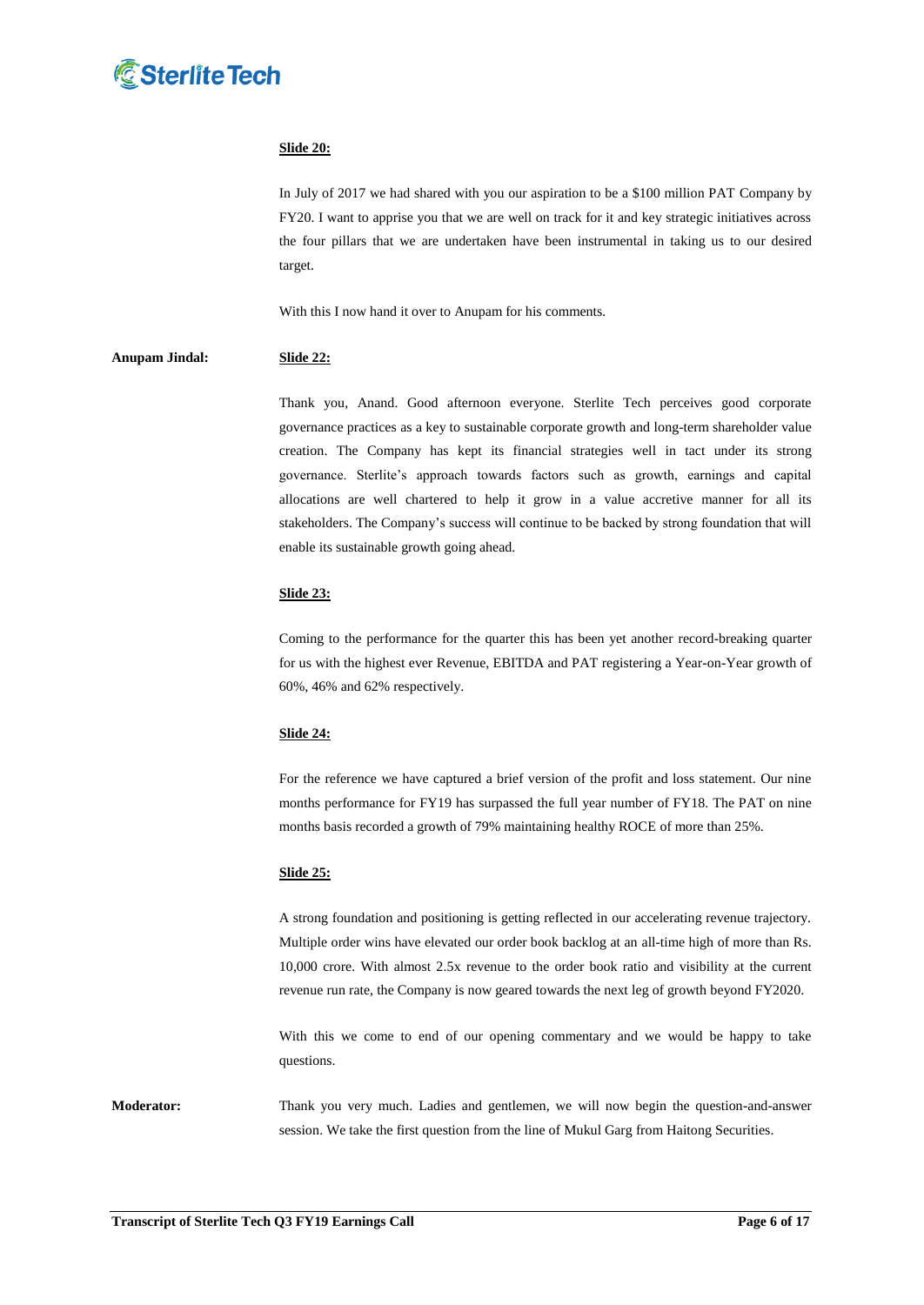**Slide 20:**

In July of 2017 we had shared with you our aspiration to be a $100 million PAT Company by FY20. I want to apprise you that we are well on track for it and key strategic initiatives across the four pillars that we are undertaken have been instrumental in taking us to our desired target.

With this I now hand it over to Anupam for his comments.

**Anupam Jindal:** **Slide 22:**

Thank you, Anand. Good afternoon everyone. Sterlite Tech perceives good corporate governance practices as a key to sustainable corporate growth and long-term shareholder value creation. The Company has kept its financial strategies well in tact under its strong governance. Sterlite's approach towards factors such as growth, earnings and capital allocations are well chartered to help it grow in a value accretive manner for all its stakeholders. The Company's success will continue to be backed by strong foundation that will enable its sustainable growth going ahead.

**Slide 23:**

Coming to the performance for the quarter this has been yet another record-breaking quarter for us with the highest ever Revenue, EBITDA and PAT registering a Year-on-Year growth of 60%, 46% and 62% respectively.

**Slide 24:**

For the reference we have captured a brief version of the profit and loss statement. Our nine months performance for FY19 has surpassed the full year number of FY18. The PAT on nine months basis recorded a growth of 79% maintaining healthy ROCE of more than 25%.

**Slide 25:**

A strong foundation and positioning is getting reflected in our accelerating revenue trajectory. Multiple order wins have elevated our order book backlog at an all-time high of more than Rs. 10,000 crore. With almost 2.5x revenue to the order book ratio and visibility at the current revenue run rate, the Company is now geared towards the next leg of growth beyond FY2020.

With this we come to end of our opening commentary and we would be happy to take questions.

**Moderator:** Thank you very much. Ladies and gentlemen, we will now begin the question-and-answer session. We take the first question from the line of Mukul Garg from Haitong Securities.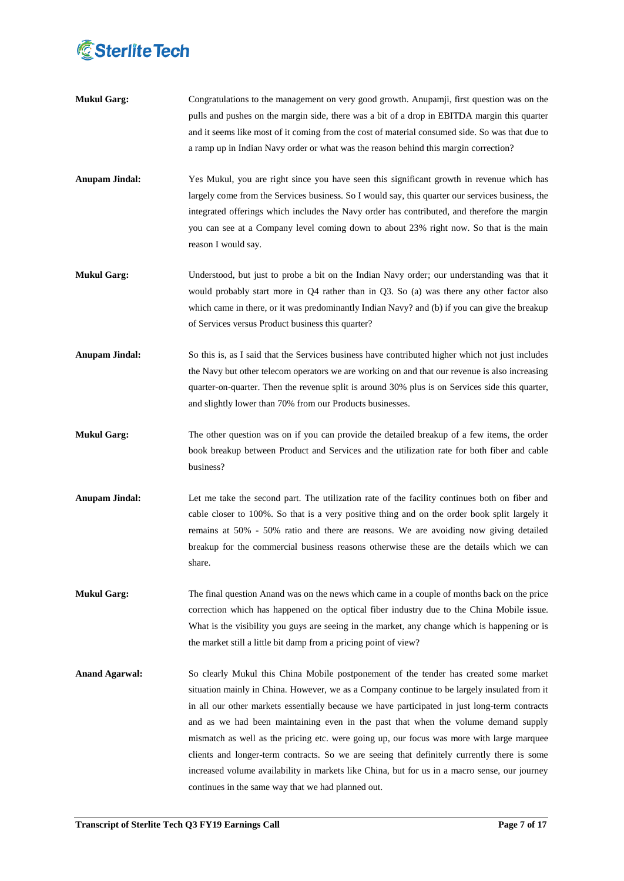**Mukul Garg:** Congratulations to the management on very good growth. Anupamji, first question was on the pulls and pushes on the margin side, there was a bit of a drop in EBITDA margin this quarter and it seems like most of it coming from the cost of material consumed side. So was that due to a ramp up in Indian Navy order or what was the reason behind this margin correction?

**Anupam Jindal:** Yes Mukul, you are right since you have seen this significant growth in revenue which has largely come from the Services business. So I would say, this quarter our services business, the integrated offerings which includes the Navy order has contributed, and therefore the margin you can see at a Company level coming down to about 23% right now. So that is the main reason I would say.

**Mukul Garg:** Understood, but just to probe a bit on the Indian Navy order; our understanding was that it would probably start more in Q4 rather than in Q3. So (a) was there any other factor also which came in there, or it was predominantly Indian Navy? and (b) if you can give the breakup of Services versus Product business this quarter?

**Anupam Jindal:** So this is, as I said that the Services business have contributed higher which not just includes the Navy but other telecom operators we are working on and that our revenue is also increasing quarter-on-quarter. Then the revenue split is around 30% plus is on Services side this quarter, and slightly lower than 70% from our Products businesses.

**Mukul Garg:** The other question was on if you can provide the detailed breakup of a few items, the order book breakup between Product and Services and the utilization rate for both fiber and cable business?

**Anupam Jindal:** Let me take the second part. The utilization rate of the facility continues both on fiber and cable closer to 100%. So that is a very positive thing and on the order book split largely it remains at 50% - 50% ratio and there are reasons. We are avoiding now giving detailed breakup for the commercial business reasons otherwise these are the details which we can share.

**Mukul Garg:** The final question Anand was on the news which came in a couple of months back on the price correction which has happened on the optical fiber industry due to the China Mobile issue. What is the visibility you guys are seeing in the market, any change which is happening or is the market still a little bit damp from a pricing point of view?

**Anand Agarwal:** So clearly Mukul this China Mobile postponement of the tender has created some market situation mainly in China. However, we as a Company continue to be largely insulated from it in all our other markets essentially because we have participated in just long-term contracts and as we had been maintaining even in the past that when the volume demand supply mismatch as well as the pricing etc. were going up, our focus was more with large marquee clients and longer-term contracts. So we are seeing that definitely currently there is some increased volume availability in markets like China, but for us in a macro sense, our journey continues in the same way that we had planned out.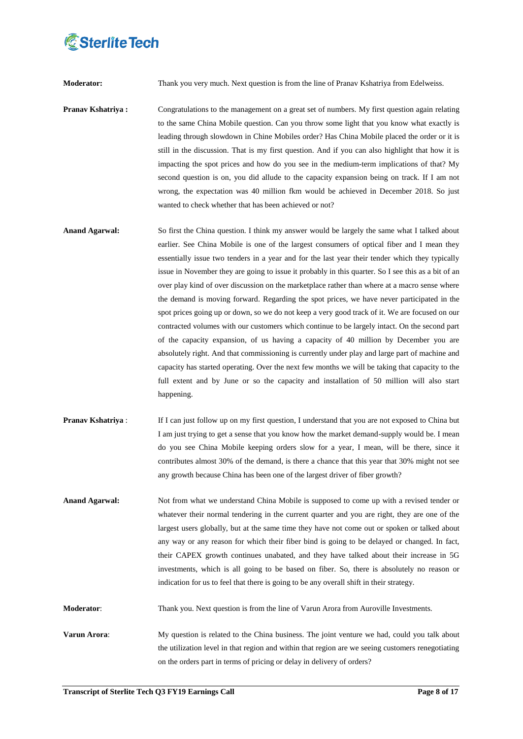**Moderator:** Thank you very much. Next question is from the line of Pranav Kshatriya from Edelweiss.

**Pranav Kshatriya :** Congratulations to the management on a great set of numbers. My first question again relating to the same China Mobile question. Can you throw some light that you know what exactly is leading through slowdown in Chine Mobiles order? Has China Mobile placed the order or it is still in the discussion. That is my first question. And if you can also highlight that how it is impacting the spot prices and how do you see in the medium-term implications of that? My second question is on, you did allude to the capacity expansion being on track. If I am not wrong, the expectation was 40 million fkm would be achieved in December 2018. So just wanted to check whether that has been achieved or not?

**Anand Agarwal:** So first the China question. I think my answer would be largely the same what I talked about earlier. See China Mobile is one of the largest consumers of optical fiber and I mean they essentially issue two tenders in a year and for the last year their tender which they typically issue in November they are going to issue it probably in this quarter. So I see this as a bit of an over play kind of over discussion on the marketplace rather than where at a macro sense where the demand is moving forward. Regarding the spot prices, we have never participated in the spot prices going up or down, so we do not keep a very good track of it. We are focused on our contracted volumes with our customers which continue to be largely intact. On the second part of the capacity expansion, of us having a capacity of 40 million by December you are absolutely right. And that commissioning is currently under play and large part of machine and capacity has started operating. Over the next few months we will be taking that capacity to the full extent and by June or so the capacity and installation of 50 million will also start happening.

**Pranav Kshatriya** : If I can just follow up on my first question, I understand that you are not exposed to China but I am just trying to get a sense that you know how the market demand-supply would be. I mean do you see China Mobile keeping orders slow for a year, I mean, will be there, since it contributes almost 30% of the demand, is there a chance that this year that 30% might not see any growth because China has been one of the largest driver of fiber growth?

**Anand Agarwal:** Not from what we understand China Mobile is supposed to come up with a revised tender or whatever their normal tendering in the current quarter and you are right, they are one of the largest users globally, but at the same time they have not come out or spoken or talked about any way or any reason for which their fiber bind is going to be delayed or changed. In fact, their CAPEX growth continues unabated, and they have talked about their increase in 5G investments, which is all going to be based on fiber. So, there is absolutely no reason or indication for us to feel that there is going to be any overall shift in their strategy.

**Moderator**: Thank you. Next question is from the line of Varun Arora from Auroville Investments.

**Varun Arora**: My question is related to the China business. The joint venture we had, could you talk about the utilization level in that region and within that region are we seeing customers renegotiating on the orders part in terms of pricing or delay in delivery of orders?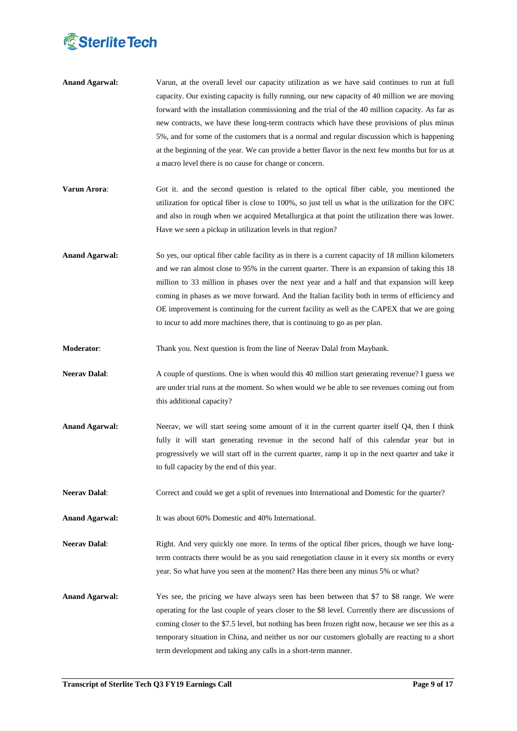**Anand Agarwal:** Varun, at the overall level our capacity utilization as we have said continues to run at full capacity. Our existing capacity is fully running, our new capacity of 40 million we are moving forward with the installation commissioning and the trial of the 40 million capacity. As far as new contracts, we have these long-term contracts which have these provisions of plus minus 5%, and for some of the customers that is a normal and regular discussion which is happening at the beginning of the year. We can provide a better flavor in the next few months but for us at a macro level there is no cause for change or concern.

**Varun Arora**: Got it. and the second question is related to the optical fiber cable, you mentioned the utilization for optical fiber is close to 100%, so just tell us what is the utilization for the OFC and also in rough when we acquired Metallurgica at that point the utilization there was lower. Have we seen a pickup in utilization levels in that region?

**Anand Agarwal:** So yes, our optical fiber cable facility as in there is a current capacity of 18 million kilometers and we ran almost close to 95% in the current quarter. There is an expansion of taking this 18 million to 33 million in phases over the next year and a half and that expansion will keep coming in phases as we move forward. And the Italian facility both in terms of efficiency and OE improvement is continuing for the current facility as well as the CAPEX that we are going to incur to add more machines there, that is continuing to go as per plan.

**Moderator**: Thank you. Next question is from the line of Neerav Dalal from Maybank.

**Neerav Dalal**: A couple of questions. One is when would this 40 million start generating revenue? I guess we are under trial runs at the moment. So when would we be able to see revenues coming out from this additional capacity?

**Anand Agarwal:** Neerav, we will start seeing some amount of it in the current quarter itself Q4, then I think fully it will start generating revenue in the second half of this calendar year but in progressively we will start off in the current quarter, ramp it up in the next quarter and take it to full capacity by the end of this year.

**Neerav Dalal**: Correct and could we get a split of revenues into International and Domestic for the quarter?

**Anand Agarwal:** It was about 60% Domestic and 40% International.

**Neerav Dalal**: Right. And very quickly one more. In terms of the optical fiber prices, though we have long-term contracts there would be as you said renegotiation clause in it every six months or every year. So what have you seen at the moment? Has there been any minus 5% or what?

**Anand Agarwal:** Yes see, the pricing we have always seen has been between that $7 to $8 range. We were operating for the last couple of years closer to the $8 level. Currently there are discussions of coming closer to the $7.5 level, but nothing has been frozen right now, because we see this as a temporary situation in China, and neither us nor our customers globally are reacting to a short term development and taking any calls in a short-term manner.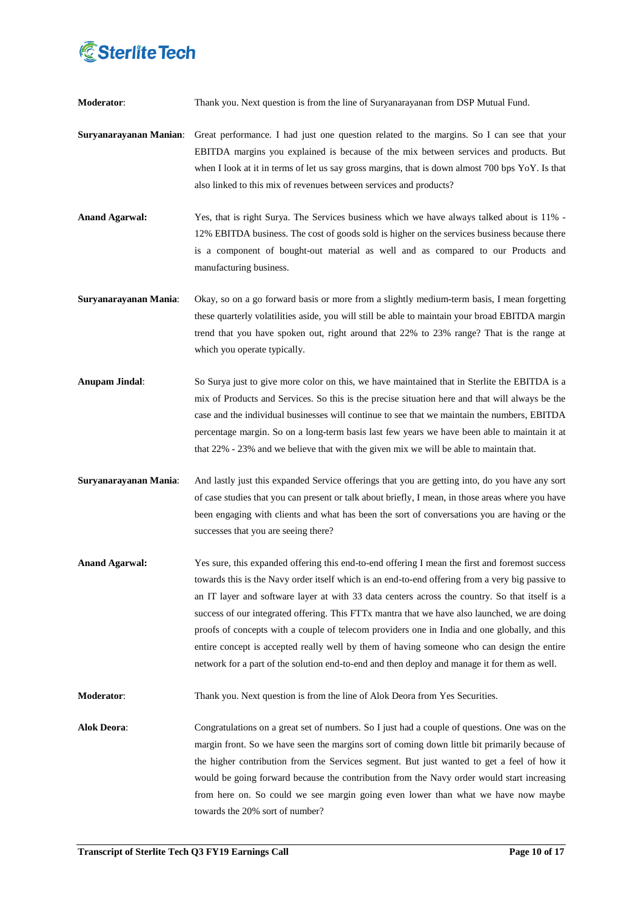**Moderator**: Thank you. Next question is from the line of Suryanarayanan from DSP Mutual Fund.

**Suryanarayanan Manian**: Great performance. I had just one question related to the margins. So I can see that your EBITDA margins you explained is because of the mix between services and products. But when I look at it in terms of let us say gross margins, that is down almost 700 bps YoY. Is that also linked to this mix of revenues between services and products?

**Anand Agarwal:** Yes, that is right Surya. The Services business which we have always talked about is 11% - 12% EBITDA business. The cost of goods sold is higher on the services business because there is a component of bought-out material as well and as compared to our Products and manufacturing business.

**Suryanarayanan Mania**: Okay, so on a go forward basis or more from a slightly medium-term basis, I mean forgetting these quarterly volatilities aside, you will still be able to maintain your broad EBITDA margin trend that you have spoken out, right around that 22% to 23% range? That is the range at which you operate typically.

**Anupam Jindal**: So Surya just to give more color on this, we have maintained that in Sterlite the EBITDA is a mix of Products and Services. So this is the precise situation here and that will always be the case and the individual businesses will continue to see that we maintain the numbers, EBITDA percentage margin. So on a long-term basis last few years we have been able to maintain it at that 22% - 23% and we believe that with the given mix we will be able to maintain that.

**Suryanarayanan Mania**: And lastly just this expanded Service offerings that you are getting into, do you have any sort of case studies that you can present or talk about briefly, I mean, in those areas where you have been engaging with clients and what has been the sort of conversations you are having or the successes that you are seeing there?

**Anand Agarwal:** Yes sure, this expanded offering this end-to-end offering I mean the first and foremost success towards this is the Navy order itself which is an end-to-end offering from a very big passive to an IT layer and software layer at with 33 data centers across the country. So that itself is a success of our integrated offering. This FTTx mantra that we have also launched, we are doing proofs of concepts with a couple of telecom providers one in India and one globally, and this entire concept is accepted really well by them of having someone who can design the entire network for a part of the solution end-to-end and then deploy and manage it for them as well.

**Moderator**: Thank you. Next question is from the line of Alok Deora from Yes Securities.

**Alok Deora**: Congratulations on a great set of numbers. So I just had a couple of questions. One was on the margin front. So we have seen the margins sort of coming down little bit primarily because of the higher contribution from the Services segment. But just wanted to get a feel of how it would be going forward because the contribution from the Navy order would start increasing from here on. So could we see margin going even lower than what we have now maybe towards the 20% sort of number?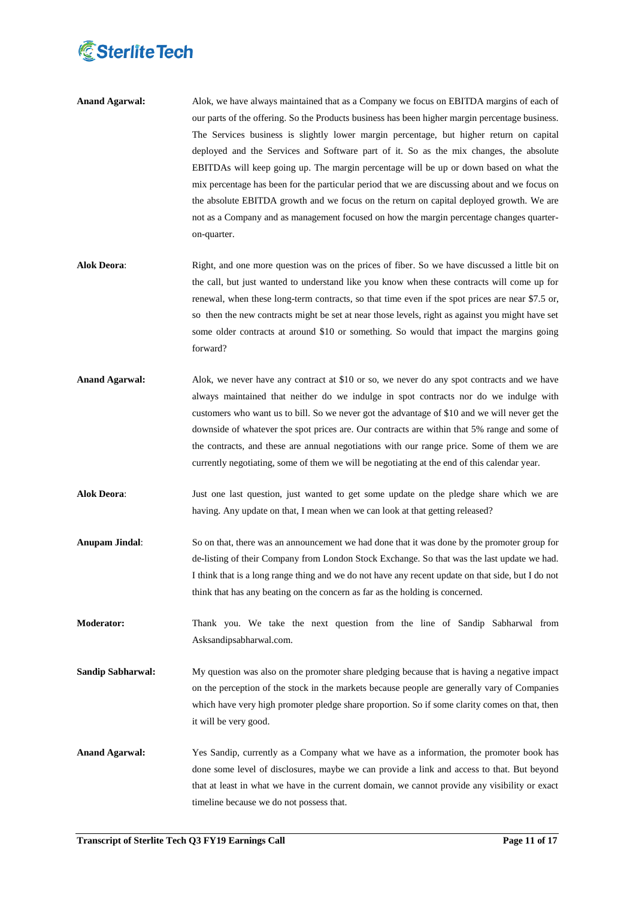**Anand Agarwal:** Alok, we have always maintained that as a Company we focus on EBITDA margins of each of our parts of the offering. So the Products business has been higher margin percentage business. The Services business is slightly lower margin percentage, but higher return on capital deployed and the Services and Software part of it. So as the mix changes, the absolute EBITDAs will keep going up. The margin percentage will be up or down based on what the mix percentage has been for the particular period that we are discussing about and we focus on the absolute EBITDA growth and we focus on the return on capital deployed growth. We are not as a Company and as management focused on how the margin percentage changes quarter-on-quarter.

**Alok Deora**: Right, and one more question was on the prices of fiber. So we have discussed a little bit on the call, but just wanted to understand like you know when these contracts will come up for renewal, when these long-term contracts, so that time even if the spot prices are near $7.5 or, so then the new contracts might be set at near those levels, right as against you might have set some older contracts at around $10 or something. So would that impact the margins going forward?

**Anand Agarwal:** Alok, we never have any contract at $10 or so, we never do any spot contracts and we have always maintained that neither do we indulge in spot contracts nor do we indulge with customers who want us to bill. So we never got the advantage of $10 and we will never get the downside of whatever the spot prices are. Our contracts are within that 5% range and some of the contracts, and these are annual negotiations with our range price. Some of them we are currently negotiating, some of them we will be negotiating at the end of this calendar year.

**Alok Deora**: Just one last question, just wanted to get some update on the pledge share which we are having. Any update on that, I mean when we can look at that getting released?

**Anupam Jindal**: So on that, there was an announcement we had done that it was done by the promoter group for de-listing of their Company from London Stock Exchange. So that was the last update we had. I think that is a long range thing and we do not have any recent update on that side, but I do not think that has any beating on the concern as far as the holding is concerned.

**Moderator:** Thank you. We take the next question from the line of Sandip Sabharwal from Asksandipsabharwal.com.

**Sandip Sabharwal:** My question was also on the promoter share pledging because that is having a negative impact on the perception of the stock in the markets because people are generally vary of Companies which have very high promoter pledge share proportion. So if some clarity comes on that, then it will be very good.

**Anand Agarwal:** Yes Sandip, currently as a Company what we have as a information, the promoter book has done some level of disclosures, maybe we can provide a link and access to that. But beyond that at least in what we have in the current domain, we cannot provide any visibility or exact timeline because we do not possess that.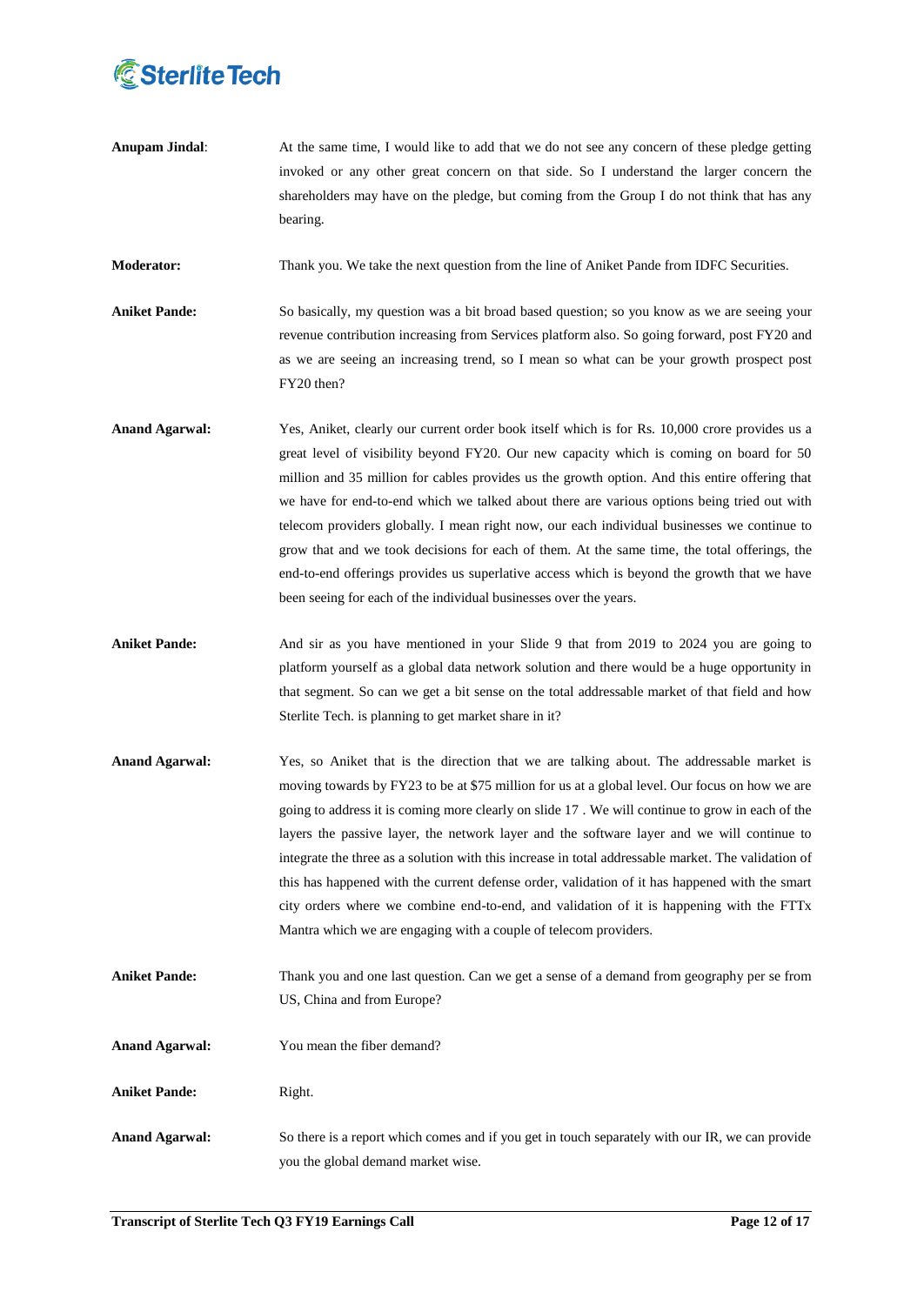**Anupam Jindal**: At the same time, I would like to add that we do not see any concern of these pledge getting invoked or any other great concern on that side. So I understand the larger concern the shareholders may have on the pledge, but coming from the Group I do not think that has any bearing.

**Moderator:** Thank you. We take the next question from the line of Aniket Pande from IDFC Securities.

**Aniket Pande:** So basically, my question was a bit broad based question; so you know as we are seeing your revenue contribution increasing from Services platform also. So going forward, post FY20 and as we are seeing an increasing trend, so I mean so what can be your growth prospect post FY20 then?

**Anand Agarwal:** Yes, Aniket, clearly our current order book itself which is for Rs. 10,000 crore provides us a great level of visibility beyond FY20. Our new capacity which is coming on board for 50 million and 35 million for cables provides us the growth option. And this entire offering that we have for end-to-end which we talked about there are various options being tried out with telecom providers globally. I mean right now, our each individual businesses we continue to grow that and we took decisions for each of them. At the same time, the total offerings, the end-to-end offerings provides us superlative access which is beyond the growth that we have been seeing for each of the individual businesses over the years.

**Aniket Pande:** And sir as you have mentioned in your Slide 9 that from 2019 to 2024 you are going to platform yourself as a global data network solution and there would be a huge opportunity in that segment. So can we get a bit sense on the total addressable market of that field and how Sterlite Tech. is planning to get market share in it?

**Anand Agarwal:** Yes, so Aniket that is the direction that we are talking about. The addressable market is moving towards by FY23 to be at $75 million for us at a global level. Our focus on how we are going to address it is coming more clearly on slide 17 . We will continue to grow in each of the layers the passive layer, the network layer and the software layer and we will continue to integrate the three as a solution with this increase in total addressable market. The validation of this has happened with the current defense order, validation of it has happened with the smart city orders where we combine end-to-end, and validation of it is happening with the FTTx Mantra which we are engaging with a couple of telecom providers.

**Aniket Pande:** Thank you and one last question. Can we get a sense of a demand from geography per se from US, China and from Europe?

**Anand Agarwal:** You mean the fiber demand?

**Aniket Pande:** Right.

**Anand Agarwal:** So there is a report which comes and if you get in touch separately with our IR, we can provide you the global demand market wise.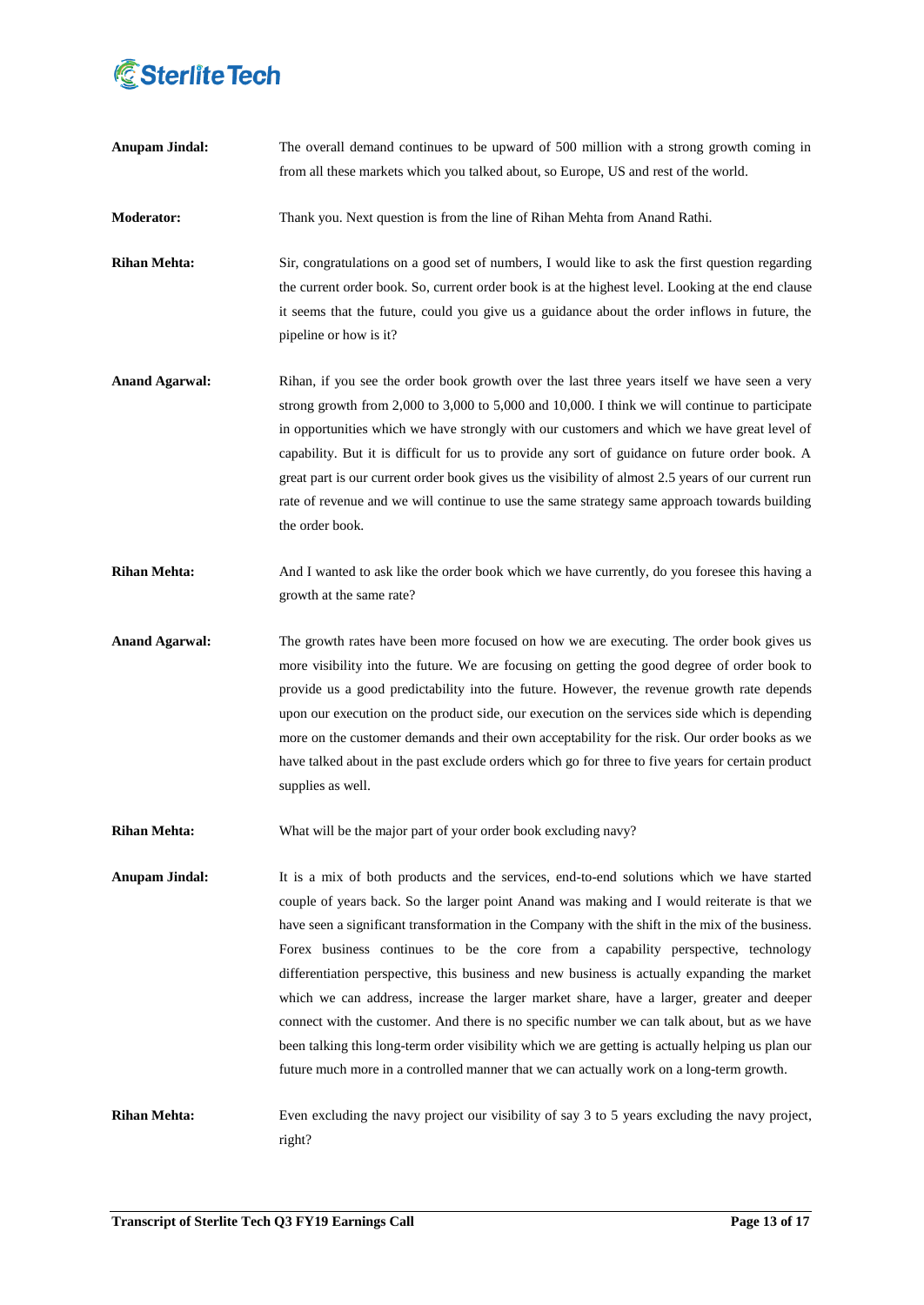**Anupam Jindal:** The overall demand continues to be upward of 500 million with a strong growth coming in from all these markets which you talked about, so Europe, US and rest of the world.

**Moderator:** Thank you. Next question is from the line of Rihan Mehta from Anand Rathi.

**Rihan Mehta:** Sir, congratulations on a good set of numbers, I would like to ask the first question regarding the current order book. So, current order book is at the highest level. Looking at the end clause it seems that the future, could you give us a guidance about the order inflows in future, the pipeline or how is it?

**Anand Agarwal:** Rihan, if you see the order book growth over the last three years itself we have seen a very strong growth from 2,000 to 3,000 to 5,000 and 10,000. I think we will continue to participate in opportunities which we have strongly with our customers and which we have great level of capability. But it is difficult for us to provide any sort of guidance on future order book. A great part is our current order book gives us the visibility of almost 2.5 years of our current run rate of revenue and we will continue to use the same strategy same approach towards building the order book.

**Rihan Mehta:** And I wanted to ask like the order book which we have currently, do you foresee this having a growth at the same rate?

**Anand Agarwal:** The growth rates have been more focused on how we are executing. The order book gives us more visibility into the future. We are focusing on getting the good degree of order book to provide us a good predictability into the future. However, the revenue growth rate depends upon our execution on the product side, our execution on the services side which is depending more on the customer demands and their own acceptability for the risk. Our order books as we have talked about in the past exclude orders which go for three to five years for certain product supplies as well.

**Rihan Mehta:** What will be the major part of your order book excluding navy?

**Anupam Jindal:** It is a mix of both products and the services, end-to-end solutions which we have started couple of years back. So the larger point Anand was making and I would reiterate is that we have seen a significant transformation in the Company with the shift in the mix of the business. Forex business continues to be the core from a capability perspective, technology differentiation perspective, this business and new business is actually expanding the market which we can address, increase the larger market share, have a larger, greater and deeper connect with the customer. And there is no specific number we can talk about, but as we have been talking this long-term order visibility which we are getting is actually helping us plan our future much more in a controlled manner that we can actually work on a long-term growth.

**Rihan Mehta:** Even excluding the navy project our visibility of say 3 to 5 years excluding the navy project, right?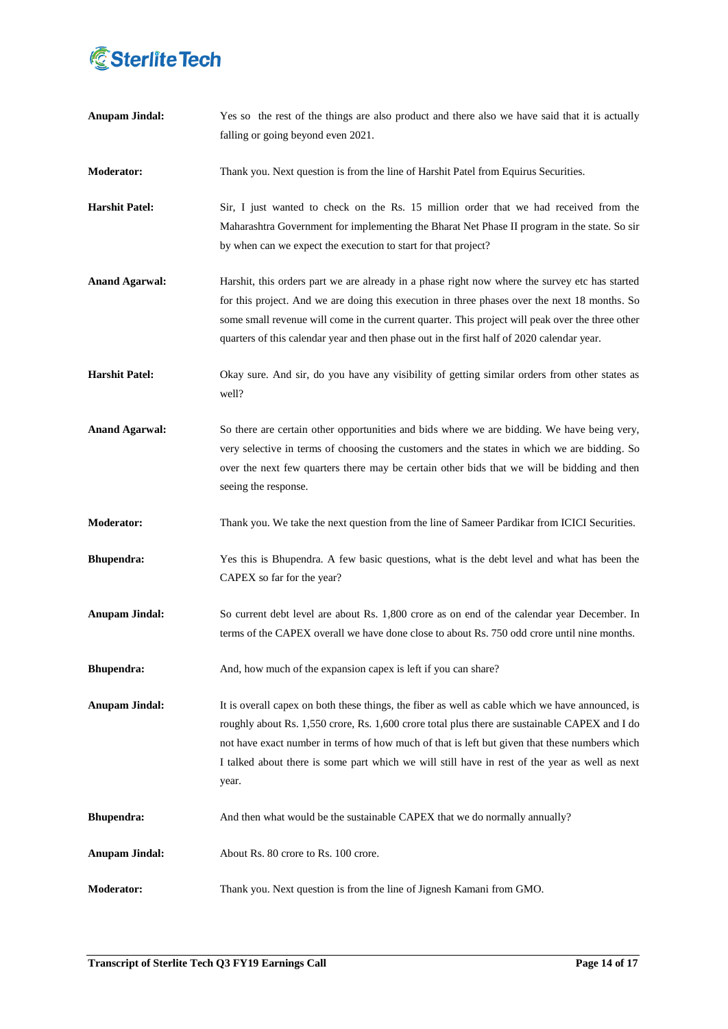**Anupam Jindal:** Yes so the rest of the things are also product and there also we have said that it is actually falling or going beyond even 2021.

**Moderator:** Thank you. Next question is from the line of Harshit Patel from Equirus Securities.

**Harshit Patel:** Sir, I just wanted to check on the Rs. 15 million order that we had received from the Maharashtra Government for implementing the Bharat Net Phase II program in the state. So sir by when can we expect the execution to start for that project?

**Anand Agarwal:** Harshit, this orders part we are already in a phase right now where the survey etc has started for this project. And we are doing this execution in three phases over the next 18 months. So some small revenue will come in the current quarter. This project will peak over the three other quarters of this calendar year and then phase out in the first half of 2020 calendar year.

**Harshit Patel:** Okay sure. And sir, do you have any visibility of getting similar orders from other states as well?

**Anand Agarwal:** So there are certain other opportunities and bids where we are bidding. We have being very, very selective in terms of choosing the customers and the states in which we are bidding. So over the next few quarters there may be certain other bids that we will be bidding and then seeing the response.

**Moderator:** Thank you. We take the next question from the line of Sameer Pardikar from ICICI Securities.

**Bhupendra:** Yes this is Bhupendra. A few basic questions, what is the debt level and what has been the CAPEX so far for the year?

**Anupam Jindal:** So current debt level are about Rs. 1,800 crore as on end of the calendar year December. In terms of the CAPEX overall we have done close to about Rs. 750 odd crore until nine months.

**Bhupendra:** And, how much of the expansion capex is left if you can share?

**Anupam Jindal:** It is overall capex on both these things, the fiber as well as cable which we have announced, is roughly about Rs. 1,550 crore, Rs. 1,600 crore total plus there are sustainable CAPEX and I do not have exact number in terms of how much of that is left but given that these numbers which I talked about there is some part which we will still have in rest of the year as well as next year.

**Bhupendra:** And then what would be the sustainable CAPEX that we do normally annually?

**Anupam Jindal:** About Rs. 80 crore to Rs. 100 crore.

**Moderator:** Thank you. Next question is from the line of Jignesh Kamani from GMO.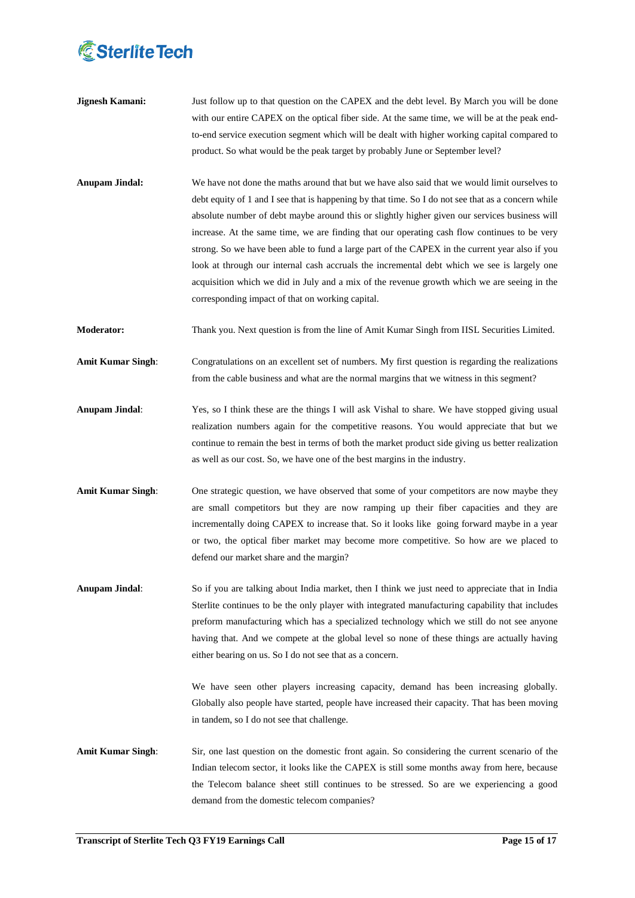**Jignesh Kamani:** Just follow up to that question on the CAPEX and the debt level. By March you will be done with our entire CAPEX on the optical fiber side. At the same time, we will be at the peak end-to-end service execution segment which will be dealt with higher working capital compared to product. So what would be the peak target by probably June or September level?

**Anupam Jindal:** We have not done the maths around that but we have also said that we would limit ourselves to debt equity of 1 and I see that is happening by that time. So I do not see that as a concern while absolute number of debt maybe around this or slightly higher given our services business will increase. At the same time, we are finding that our operating cash flow continues to be very strong. So we have been able to fund a large part of the CAPEX in the current year also if you look at through our internal cash accruals the incremental debt which we see is largely one acquisition which we did in July and a mix of the revenue growth which we are seeing in the corresponding impact of that on working capital.

**Moderator:** Thank you. Next question is from the line of Amit Kumar Singh from IISL Securities Limited.

**Amit Kumar Singh**: Congratulations on an excellent set of numbers. My first question is regarding the realizations from the cable business and what are the normal margins that we witness in this segment?

**Anupam Jindal**: Yes, so I think these are the things I will ask Vishal to share. We have stopped giving usual realization numbers again for the competitive reasons. You would appreciate that but we continue to remain the best in terms of both the market product side giving us better realization as well as our cost. So, we have one of the best margins in the industry.

**Amit Kumar Singh**: One strategic question, we have observed that some of your competitors are now maybe they are small competitors but they are now ramping up their fiber capacities and they are incrementally doing CAPEX to increase that. So it looks like going forward maybe in a year or two, the optical fiber market may become more competitive. So how are we placed to defend our market share and the margin?

**Anupam Jindal**: So if you are talking about India market, then I think we just need to appreciate that in India Sterlite continues to be the only player with integrated manufacturing capability that includes preform manufacturing which has a specialized technology which we still do not see anyone having that. And we compete at the global level so none of these things are actually having either bearing on us. So I do not see that as a concern.

We have seen other players increasing capacity, demand has been increasing globally. Globally also people have started, people have increased their capacity. That has been moving in tandem, so I do not see that challenge.

**Amit Kumar Singh**: Sir, one last question on the domestic front again. So considering the current scenario of the Indian telecom sector, it looks like the CAPEX is still some months away from here, because the Telecom balance sheet still continues to be stressed. So are we experiencing a good demand from the domestic telecom companies?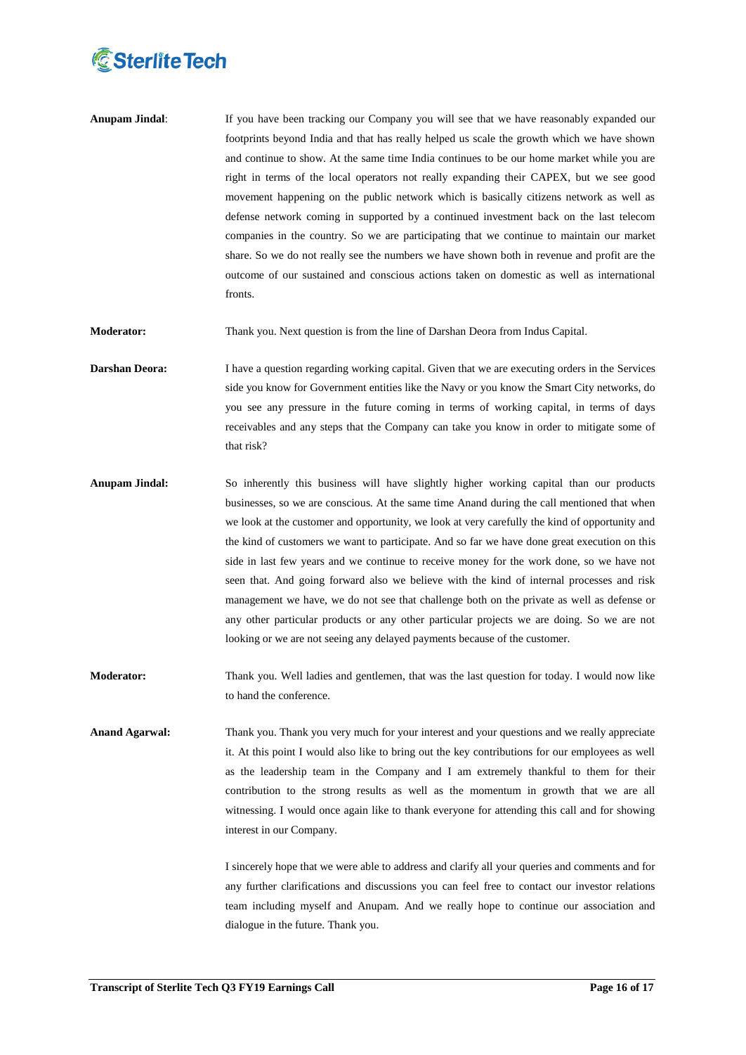**Anupam Jindal**: If you have been tracking our Company you will see that we have reasonably expanded our footprints beyond India and that has really helped us scale the growth which we have shown and continue to show. At the same time India continues to be our home market while you are right in terms of the local operators not really expanding their CAPEX, but we see good movement happening on the public network which is basically citizens network as well as defense network coming in supported by a continued investment back on the last telecom companies in the country. So we are participating that we continue to maintain our market share. So we do not really see the numbers we have shown both in revenue and profit are the outcome of our sustained and conscious actions taken on domestic as well as international fronts.

**Moderator:** Thank you. Next question is from the line of Darshan Deora from Indus Capital.

**Darshan Deora:** I have a question regarding working capital. Given that we are executing orders in the Services side you know for Government entities like the Navy or you know the Smart City networks, do you see any pressure in the future coming in terms of working capital, in terms of days receivables and any steps that the Company can take you know in order to mitigate some of that risk?

**Anupam Jindal:** So inherently this business will have slightly higher working capital than our products businesses, so we are conscious. At the same time Anand during the call mentioned that when we look at the customer and opportunity, we look at very carefully the kind of opportunity and the kind of customers we want to participate. And so far we have done great execution on this side in last few years and we continue to receive money for the work done, so we have not seen that. And going forward also we believe with the kind of internal processes and risk management we have, we do not see that challenge both on the private as well as defense or any other particular products or any other particular projects we are doing. So we are not looking or we are not seeing any delayed payments because of the customer.

**Moderator:** Thank you. Well ladies and gentlemen, that was the last question for today. I would now like to hand the conference.

**Anand Agarwal:** Thank you. Thank you very much for your interest and your questions and we really appreciate it. At this point I would also like to bring out the key contributions for our employees as well as the leadership team in the Company and I am extremely thankful to them for their contribution to the strong results as well as the momentum in growth that we are all witnessing. I would once again like to thank everyone for attending this call and for showing interest in our Company.

I sincerely hope that we were able to address and clarify all your queries and comments and for any further clarifications and discussions you can feel free to contact our investor relations team including myself and Anupam. And we really hope to continue our association and dialogue in the future. Thank you.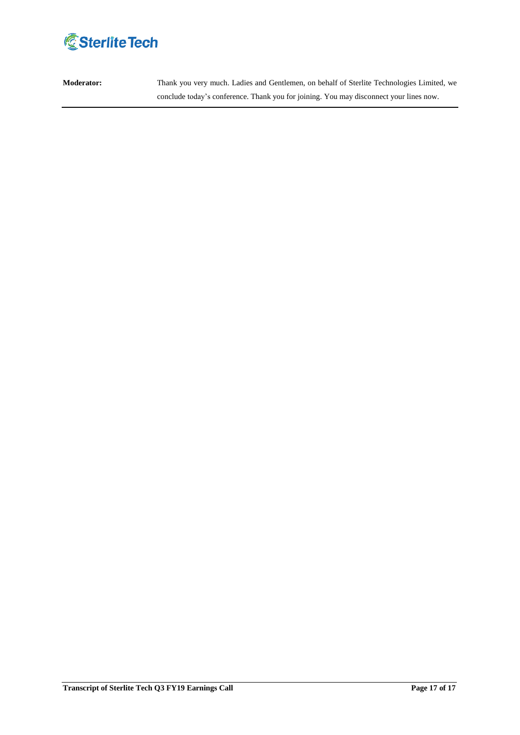**Moderator:** Thank you very much. Ladies and Gentlemen, on behalf of Sterlite Technologies Limited, we conclude today's conference. Thank you for joining. You may disconnect your lines now.